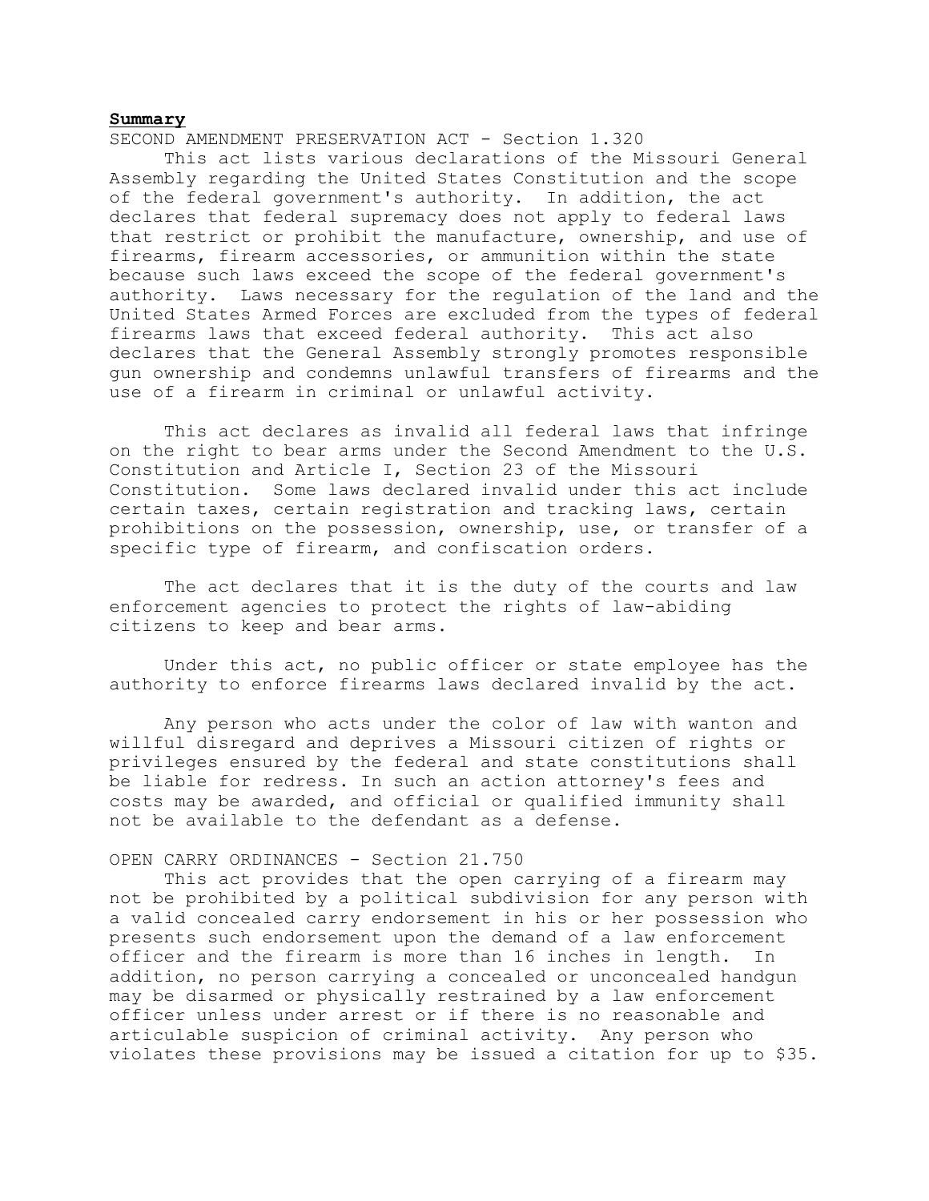**Summary**

SECOND AMENDMENT PRESERVATION ACT - Section 1.320

This act lists various declarations of the Missouri General Assembly regarding the United States Constitution and the scope of the federal government's authority. In addition, the act declares that federal supremacy does not apply to federal laws that restrict or prohibit the manufacture, ownership, and use of firearms, firearm accessories, or ammunition within the state because such laws exceed the scope of the federal government's authority. Laws necessary for the regulation of the land and the United States Armed Forces are excluded from the types of federal firearms laws that exceed federal authority. This act also declares that the General Assembly strongly promotes responsible gun ownership and condemns unlawful transfers of firearms and the use of a firearm in criminal or unlawful activity.

This act declares as invalid all federal laws that infringe on the right to bear arms under the Second Amendment to the U.S. Constitution and Article I, Section 23 of the Missouri Constitution. Some laws declared invalid under this act include certain taxes, certain registration and tracking laws, certain prohibitions on the possession, ownership, use, or transfer of a specific type of firearm, and confiscation orders.

The act declares that it is the duty of the courts and law enforcement agencies to protect the rights of law-abiding citizens to keep and bear arms.

Under this act, no public officer or state employee has the authority to enforce firearms laws declared invalid by the act.

Any person who acts under the color of law with wanton and willful disregard and deprives a Missouri citizen of rights or privileges ensured by the federal and state constitutions shall be liable for redress. In such an action attorney's fees and costs may be awarded, and official or qualified immunity shall not be available to the defendant as a defense.

OPEN CARRY ORDINANCES - Section 21.750

This act provides that the open carrying of a firearm may not be prohibited by a political subdivision for any person with a valid concealed carry endorsement in his or her possession who presents such endorsement upon the demand of a law enforcement officer and the firearm is more than 16 inches in length. In addition, no person carrying a concealed or unconcealed handgun may be disarmed or physically restrained by a law enforcement officer unless under arrest or if there is no reasonable and articulable suspicion of criminal activity. Any person who violates these provisions may be issued a citation for up to $35.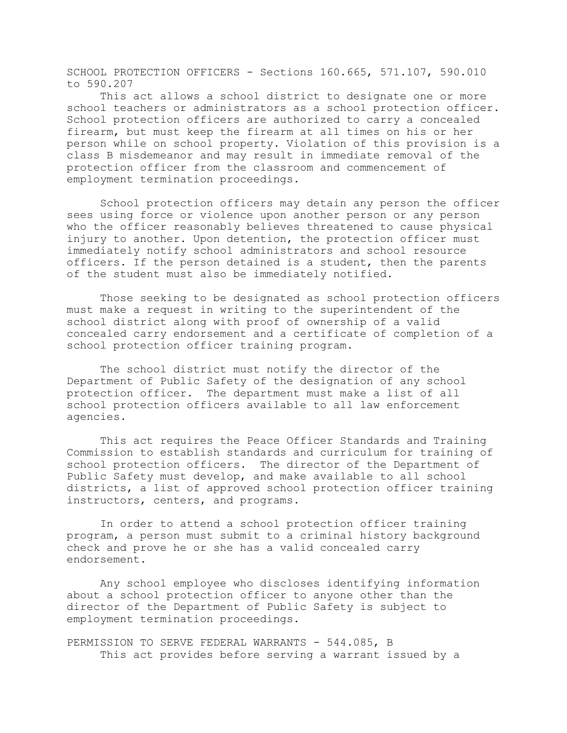SCHOOL PROTECTION OFFICERS - Sections 160.665, 571.107, 590.010 to 590.207

This act allows a school district to designate one or more school teachers or administrators as a school protection officer. School protection officers are authorized to carry a concealed firearm, but must keep the firearm at all times on his or her person while on school property. Violation of this provision is a class B misdemeanor and may result in immediate removal of the protection officer from the classroom and commencement of employment termination proceedings.

School protection officers may detain any person the officer sees using force or violence upon another person or any person who the officer reasonably believes threatened to cause physical injury to another. Upon detention, the protection officer must immediately notify school administrators and school resource officers. If the person detained is a student, then the parents of the student must also be immediately notified.

Those seeking to be designated as school protection officers must make a request in writing to the superintendent of the school district along with proof of ownership of a valid concealed carry endorsement and a certificate of completion of a school protection officer training program.

The school district must notify the director of the Department of Public Safety of the designation of any school protection officer. The department must make a list of all school protection officers available to all law enforcement agencies.

This act requires the Peace Officer Standards and Training Commission to establish standards and curriculum for training of school protection officers. The director of the Department of Public Safety must develop, and make available to all school districts, a list of approved school protection officer training instructors, centers, and programs.

In order to attend a school protection officer training program, a person must submit to a criminal history background check and prove he or she has a valid concealed carry endorsement.

Any school employee who discloses identifying information about a school protection officer to anyone other than the director of the Department of Public Safety is subject to employment termination proceedings.

PERMISSION TO SERVE FEDERAL WARRANTS - 544.085, B

This act provides before serving a warrant issued by a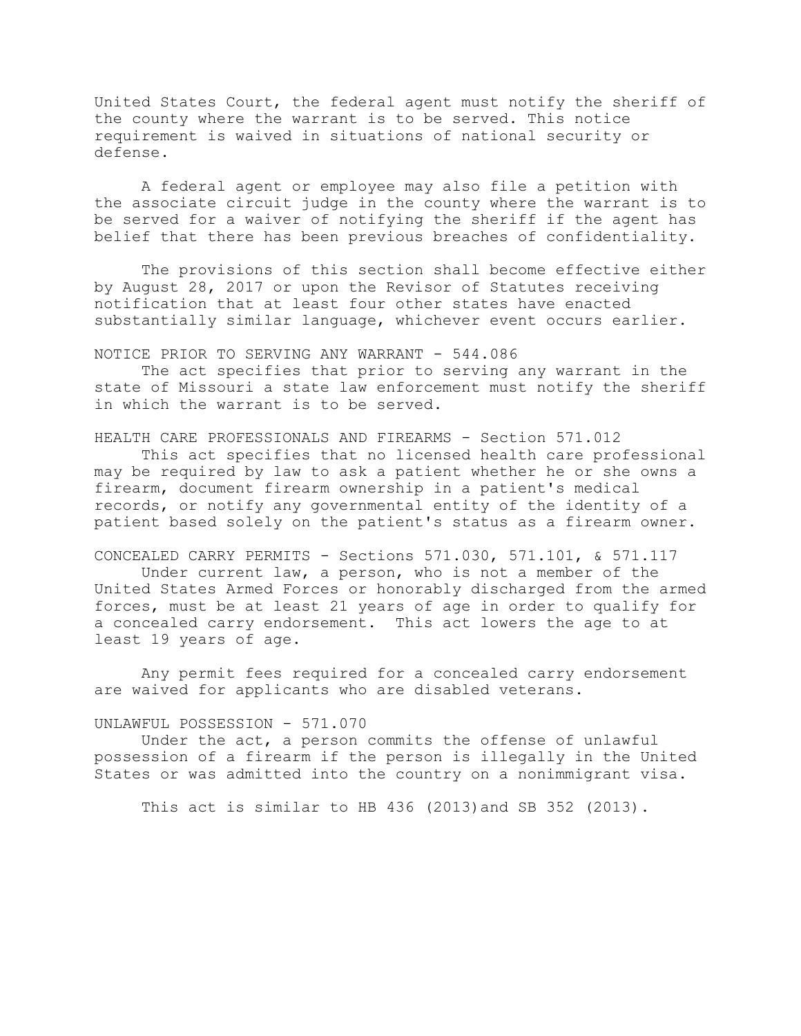United States Court, the federal agent must notify the sheriff of the county where the warrant is to be served. This notice requirement is waived in situations of national security or defense.

A federal agent or employee may also file a petition with the associate circuit judge in the county where the warrant is to be served for a waiver of notifying the sheriff if the agent has belief that there has been previous breaches of confidentiality.

The provisions of this section shall become effective either by August 28, 2017 or upon the Revisor of Statutes receiving notification that at least four other states have enacted substantially similar language, whichever event occurs earlier.

NOTICE PRIOR TO SERVING ANY WARRANT - 544.086

The act specifies that prior to serving any warrant in the state of Missouri a state law enforcement must notify the sheriff in which the warrant is to be served.

HEALTH CARE PROFESSIONALS AND FIREARMS - Section 571.012

This act specifies that no licensed health care professional may be required by law to ask a patient whether he or she owns a firearm, document firearm ownership in a patient's medical records, or notify any governmental entity of the identity of a patient based solely on the patient's status as a firearm owner.

CONCEALED CARRY PERMITS - Sections 571.030, 571.101, & 571.117

Under current law, a person, who is not a member of the United States Armed Forces or honorably discharged from the armed forces, must be at least 21 years of age in order to qualify for a concealed carry endorsement. This act lowers the age to at least 19 years of age.

Any permit fees required for a concealed carry endorsement are waived for applicants who are disabled veterans.

UNLAWFUL POSSESSION - 571.070

Under the act, a person commits the offense of unlawful possession of a firearm if the person is illegally in the United States or was admitted into the country on a nonimmigrant visa.

This act is similar to HB 436 (2013)and SB 352 (2013).